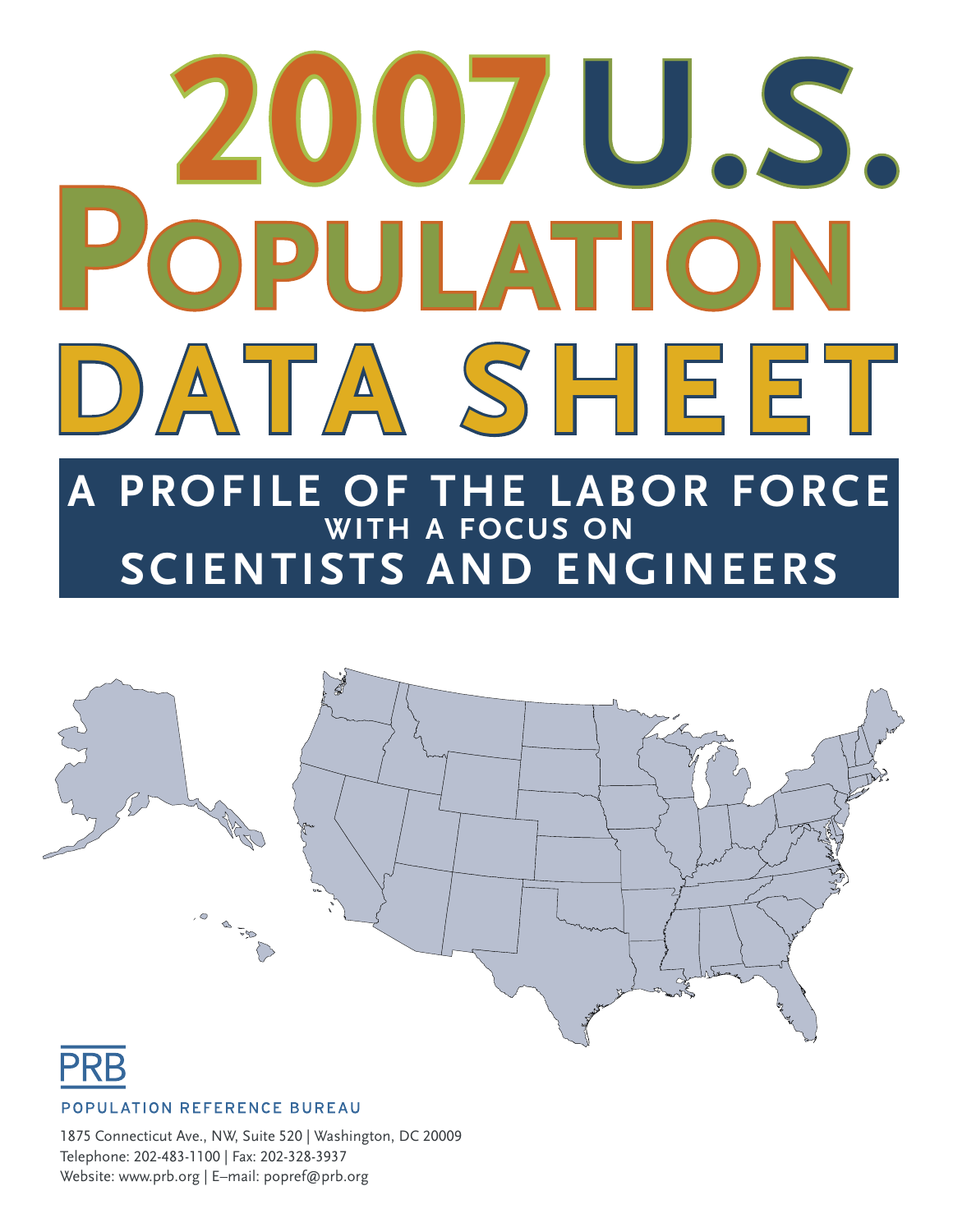# 2007 U.S. Population Data Sheet

## A Profile of the Labor Force with a Focus on Scientists and Engineers

PRB

POPULATION REFERENCE BUREAU

1875 Connecticut Ave., NW, Suite 520 | Washington, DC 20009
Telephone: 202-483-1100 | Fax: 202-328-3937
Website: www.prb.org | E–mail: popref@prb.org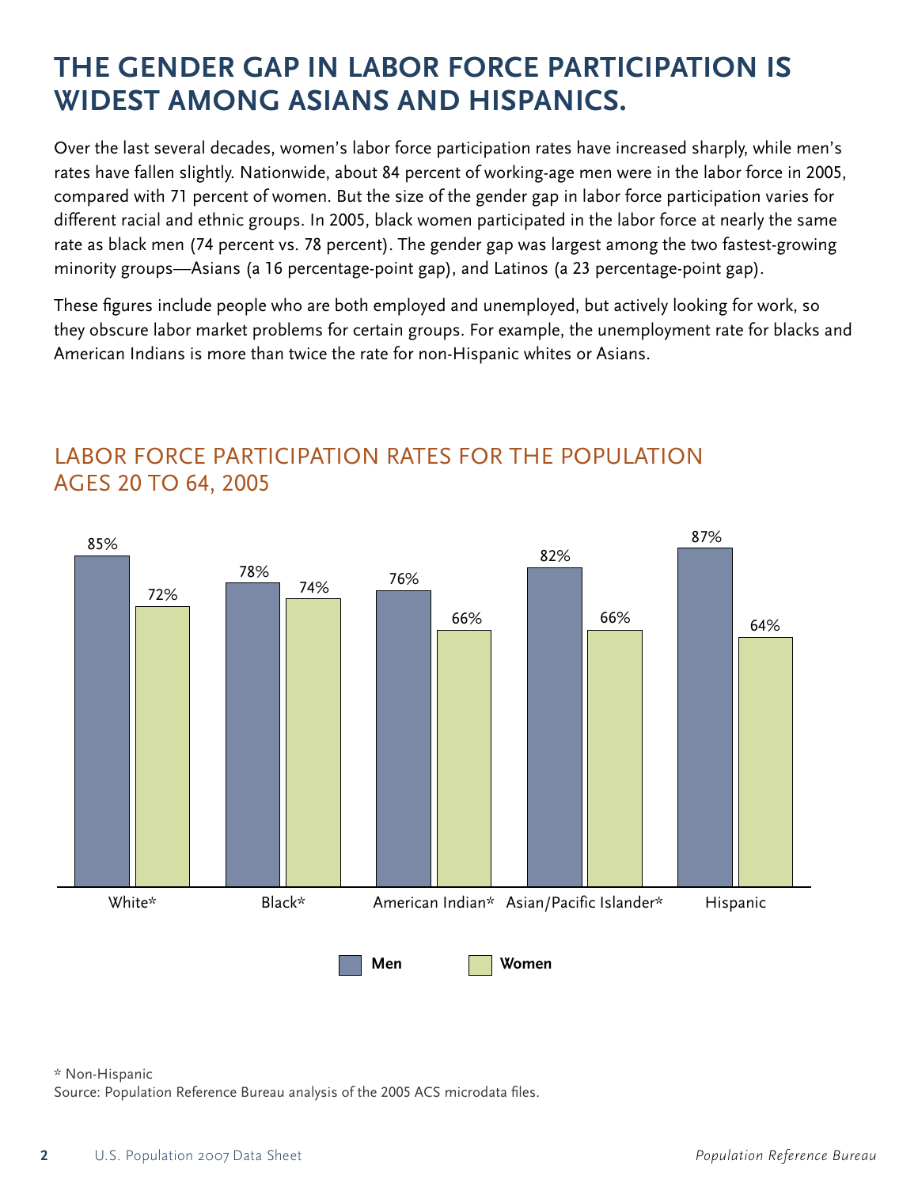# THE GENDER GAP IN LABOR FORCE PARTICIPATION IS WIDEST AMONG ASIANS AND HISPANICS.

Over the last several decades, women's labor force participation rates have increased sharply, while men's rates have fallen slightly. Nationwide, about 84 percent of working-age men were in the labor force in 2005, compared with 71 percent of women. But the size of the gender gap in labor force participation varies for different racial and ethnic groups. In 2005, black women participated in the labor force at nearly the same rate as black men (74 percent vs. 78 percent). The gender gap was largest among the two fastest-growing minority groups—Asians (a 16 percentage-point gap), and Latinos (a 23 percentage-point gap).

These figures include people who are both employed and unemployed, but actively looking for work, so they obscure labor market problems for certain groups. For example, the unemployment rate for blacks and American Indians is more than twice the rate for non-Hispanic whites or Asians.

## LABOR FORCE PARTICIPATION RATES FOR THE POPULATION AGES 20 TO 64, 2005

| | Men | Women |
|---|---|---|
| White* | 85% | 72% |
| Black* | 78% | 74% |
| American Indian* | 76% | 66% |
| Asian/Pacific Islander* | 82% | 66% |
| Hispanic | 87% | 64% |

\* Non-Hispanic

Source: Population Reference Bureau analysis of the 2005 ACS microdata files.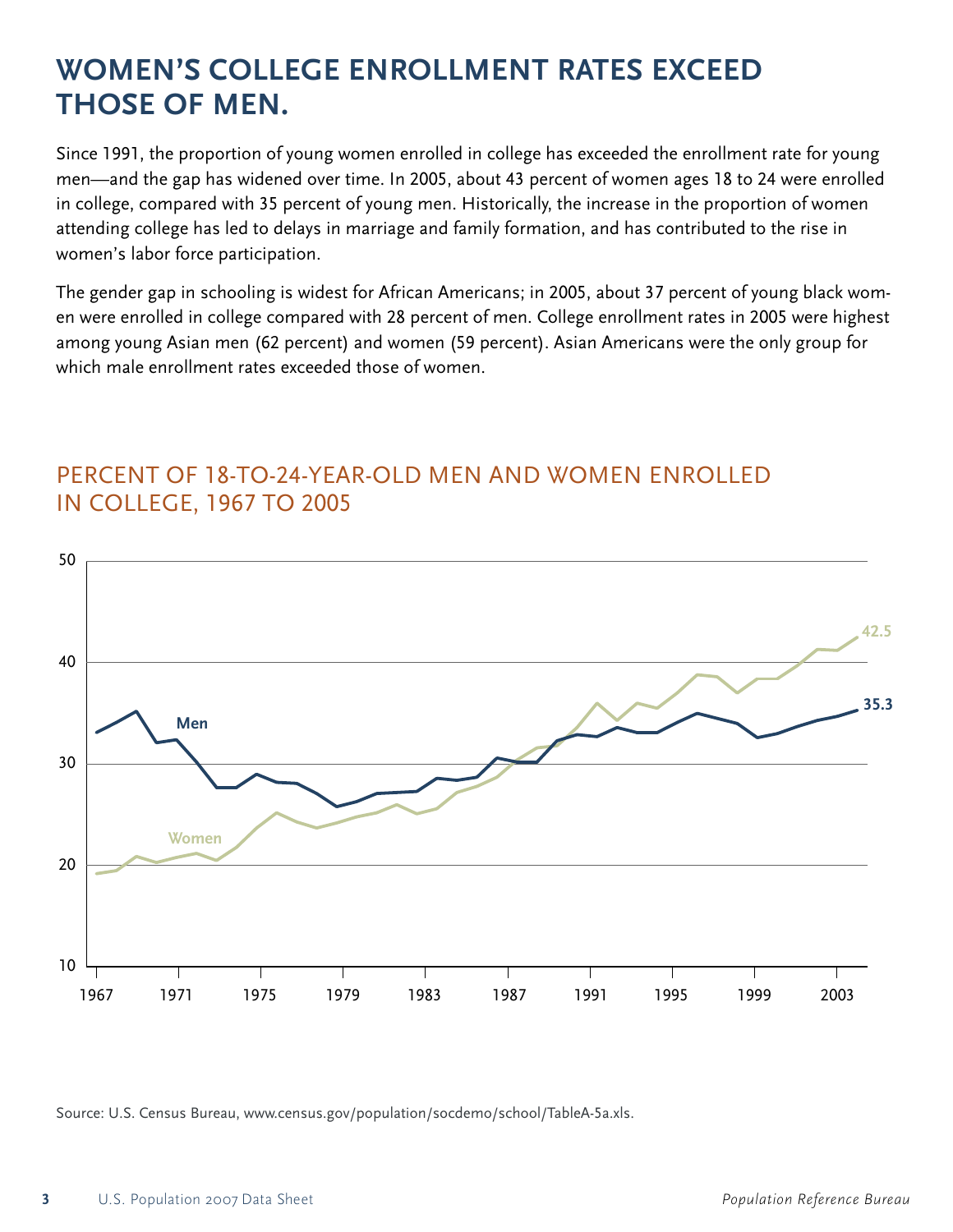# WOMEN'S COLLEGE ENROLLMENT RATES EXCEED THOSE OF MEN.

Since 1991, the proportion of young women enrolled in college has exceeded the enrollment rate for young men—and the gap has widened over time. In 2005, about 43 percent of women ages 18 to 24 were enrolled in college, compared with 35 percent of young men. Historically, the increase in the proportion of women attending college has led to delays in marriage and family formation, and has contributed to the rise in women's labor force participation.

The gender gap in schooling is widest for African Americans; in 2005, about 37 percent of young black women were enrolled in college compared with 28 percent of men. College enrollment rates in 2005 were highest among young Asian men (62 percent) and women (59 percent). Asian Americans were the only group for which male enrollment rates exceeded those of women.

## PERCENT OF 18-TO-24-YEAR-OLD MEN AND WOMEN ENROLLED IN COLLEGE, 1967 TO 2005

Source: U.S. Census Bureau, www.census.gov/population/socdemo/school/TableA-5a.xls.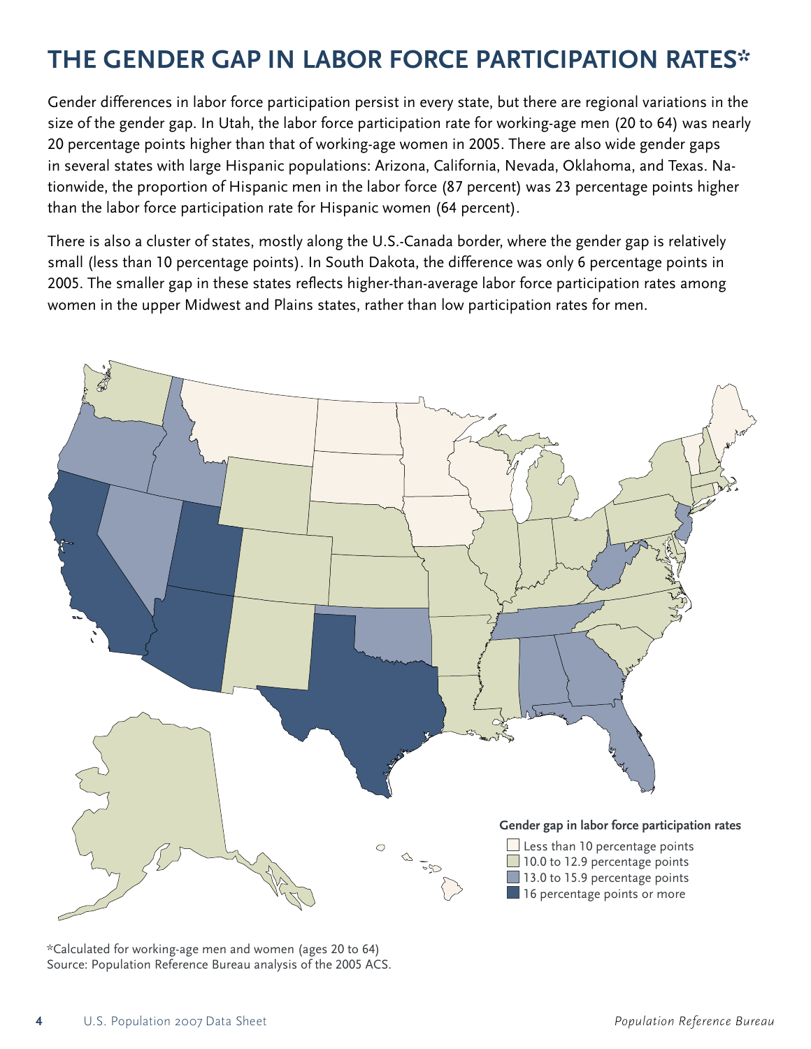# THE GENDER GAP IN LABOR FORCE PARTICIPATION RATES*

Gender differences in labor force participation persist in every state, but there are regional variations in the size of the gender gap. In Utah, the labor force participation rate for working-age men (20 to 64) was nearly 20 percentage points higher than that of working-age women in 2005. There are also wide gender gaps in several states with large Hispanic populations: Arizona, California, Nevada, Oklahoma, and Texas. Nationwide, the proportion of Hispanic men in the labor force (87 percent) was 23 percentage points higher than the labor force participation rate for Hispanic women (64 percent).

There is also a cluster of states, mostly along the U.S.-Canada border, where the gender gap is relatively small (less than 10 percentage points). In South Dakota, the difference was only 6 percentage points in 2005. The smaller gap in these states reflects higher-than-average labor force participation rates among women in the upper Midwest and Plains states, rather than low participation rates for men.

**Gender gap in labor force participation rates**

- Less than 10 percentage points
- 10.0 to 12.9 percentage points
- 13.0 to 15.9 percentage points
- 16 percentage points or more

*Calculated for working-age men and women (ages 20 to 64)
Source: Population Reference Bureau analysis of the 2005 ACS.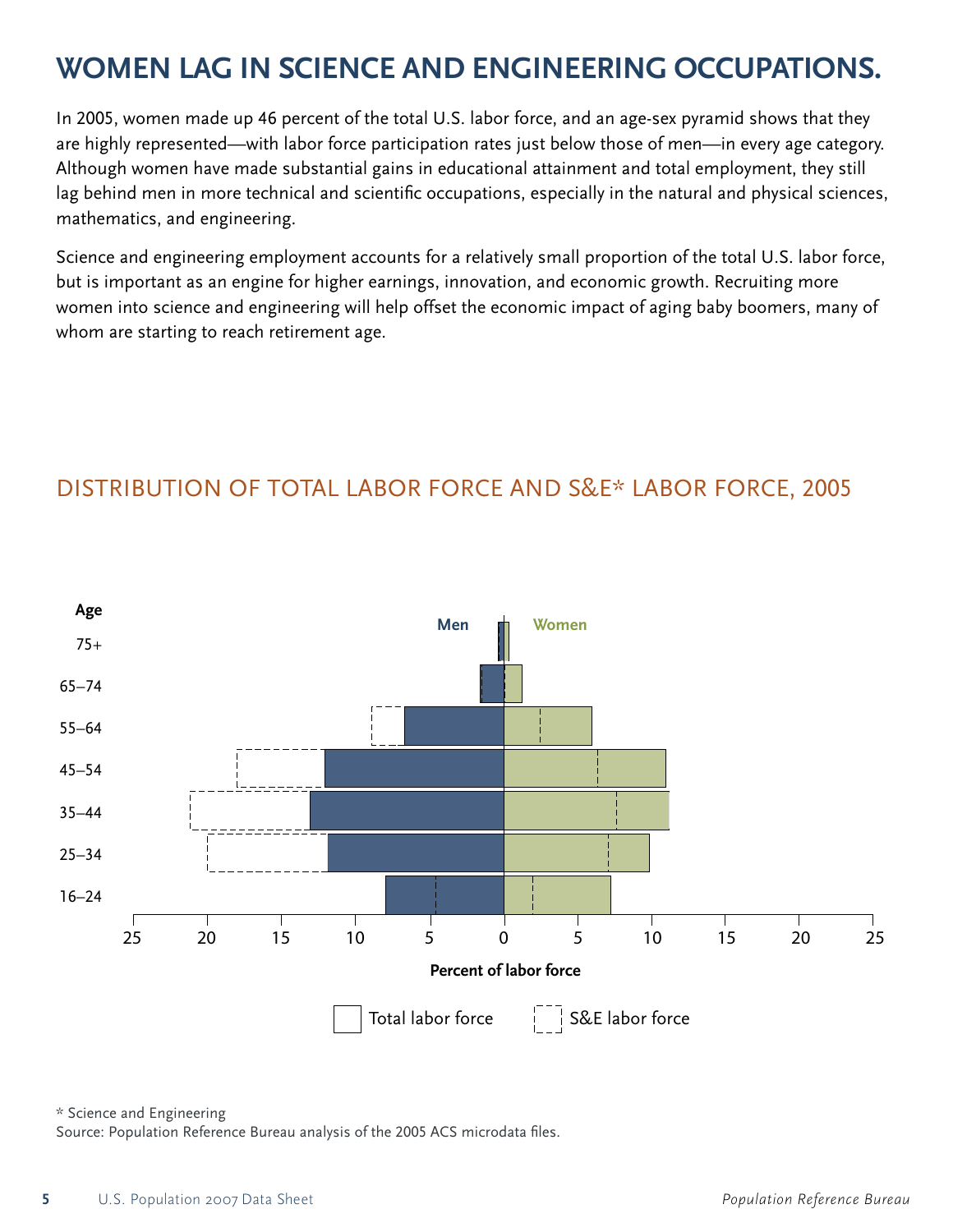# WOMEN LAG IN SCIENCE AND ENGINEERING OCCUPATIONS.

In 2005, women made up 46 percent of the total U.S. labor force, and an age-sex pyramid shows that they are highly represented—with labor force participation rates just below those of men—in every age category. Although women have made substantial gains in educational attainment and total employment, they still lag behind men in more technical and scientific occupations, especially in the natural and physical sciences, mathematics, and engineering.

Science and engineering employment accounts for a relatively small proportion of the total U.S. labor force, but is important as an engine for higher earnings, innovation, and economic growth. Recruiting more women into science and engineering will help offset the economic impact of aging baby boomers, many of whom are starting to reach retirement age.

## DISTRIBUTION OF TOTAL LABOR FORCE AND S&E* LABOR FORCE, 2005

Age: 75+, 65–74, 55–64, 45–54, 35–44, 25–34, 16–24

Men | Women

Percent of labor force: 25 20 15 10 5 0 5 10 15 20 25

Total labor force | S&E labor force

\* Science and Engineering

Source: Population Reference Bureau analysis of the 2005 ACS microdata files.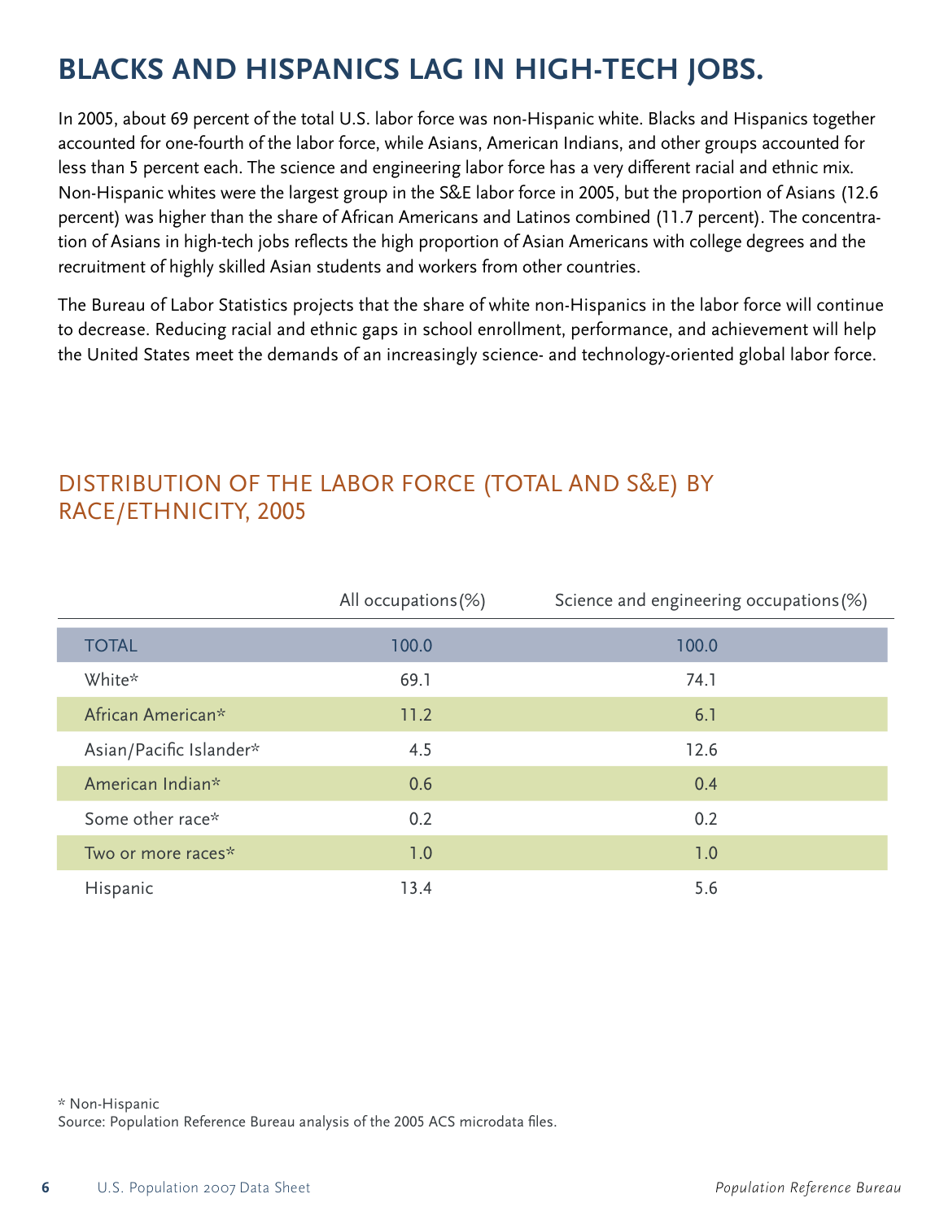# BLACKS AND HISPANICS LAG IN HIGH-TECH JOBS.

In 2005, about 69 percent of the total U.S. labor force was non-Hispanic white. Blacks and Hispanics together accounted for one-fourth of the labor force, while Asians, American Indians, and other groups accounted for less than 5 percent each. The science and engineering labor force has a very different racial and ethnic mix. Non-Hispanic whites were the largest group in the S&E labor force in 2005, but the proportion of Asians (12.6 percent) was higher than the share of African Americans and Latinos combined (11.7 percent). The concentration of Asians in high-tech jobs reflects the high proportion of Asian Americans with college degrees and the recruitment of highly skilled Asian students and workers from other countries.

The Bureau of Labor Statistics projects that the share of white non-Hispanics in the labor force will continue to decrease. Reducing racial and ethnic gaps in school enrollment, performance, and achievement will help the United States meet the demands of an increasingly science- and technology-oriented global labor force.

## DISTRIBUTION OF THE LABOR FORCE (TOTAL AND S&E) BY RACE/ETHNICITY, 2005

| | All occupations (%) | Science and engineering occupations (%) |
|---|---|---|
| TOTAL | 100.0 | 100.0 |
| White* | 69.1 | 74.1 |
| African American* | 11.2 | 6.1 |
| Asian/Pacific Islander* | 4.5 | 12.6 |
| American Indian* | 0.6 | 0.4 |
| Some other race* | 0.2 | 0.2 |
| Two or more races* | 1.0 | 1.0 |
| Hispanic | 13.4 | 5.6 |

* Non-Hispanic

Source: Population Reference Bureau analysis of the 2005 ACS microdata files.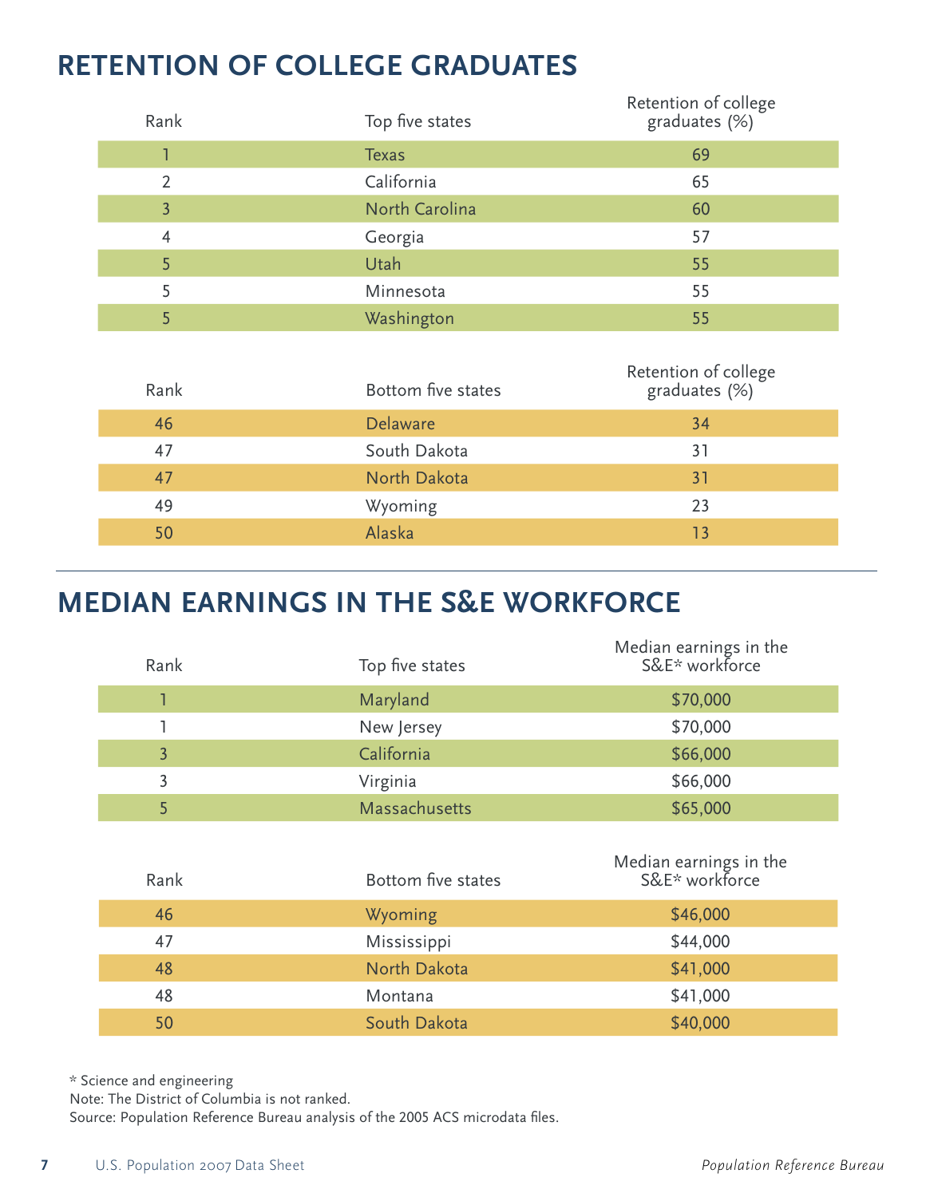# RETENTION OF COLLEGE GRADUATES

| Rank | Top five states | Retention of college graduates (%) |
|---|---|---|
| 1 | Texas | 69 |
| 2 | California | 65 |
| 3 | North Carolina | 60 |
| 4 | Georgia | 57 |
| 5 | Utah | 55 |
| 5 | Minnesota | 55 |
| 5 | Washington | 55 |

| Rank | Bottom five states | Retention of college graduates (%) |
|---|---|---|
| 46 | Delaware | 34 |
| 47 | South Dakota | 31 |
| 47 | North Dakota | 31 |
| 49 | Wyoming | 23 |
| 50 | Alaska | 13 |

# MEDIAN EARNINGS IN THE S&E WORKFORCE

| Rank | Top five states | Median earnings in the S&E* workforce |
|---|---|---|
| 1 | Maryland | $70,000 |
| 1 | New Jersey | $70,000 |
| 3 | California | $66,000 |
| 3 | Virginia | $66,000 |
| 5 | Massachusetts | $65,000 |

| Rank | Bottom five states | Median earnings in the S&E* workforce |
|---|---|---|
| 46 | Wyoming | $46,000 |
| 47 | Mississippi | $44,000 |
| 48 | North Dakota | $41,000 |
| 48 | Montana | $41,000 |
| 50 | South Dakota | $40,000 |

\* Science and engineering

Note: The District of Columbia is not ranked.

Source: Population Reference Bureau analysis of the 2005 ACS microdata files.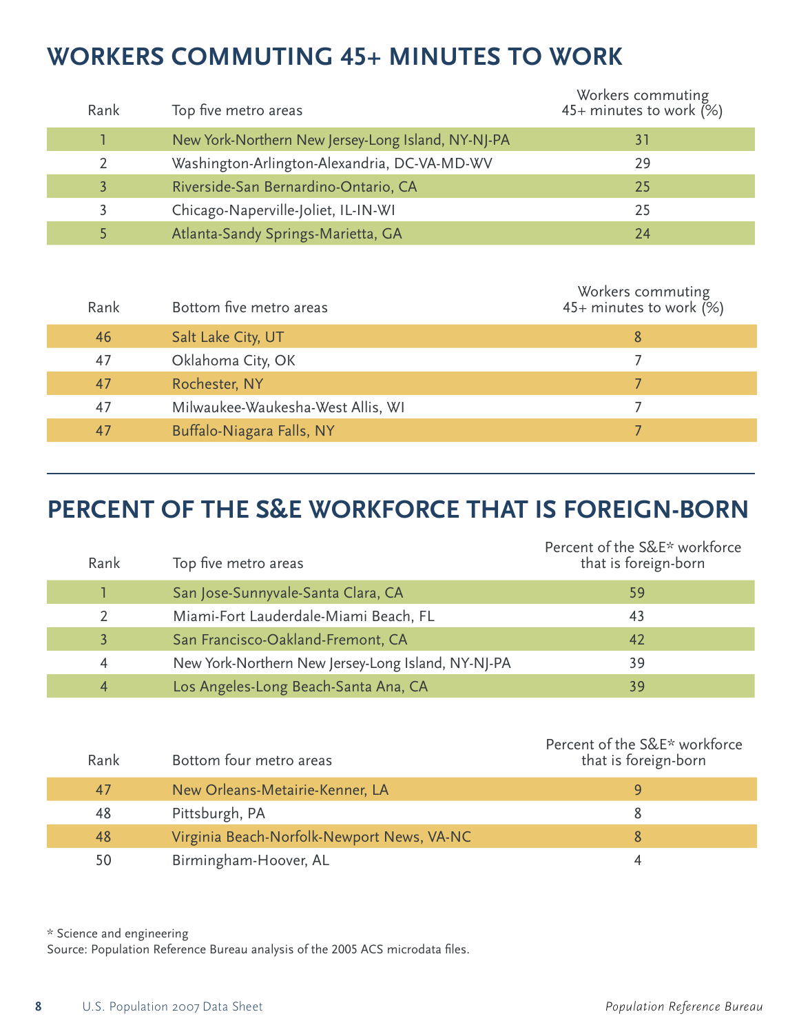## WORKERS COMMUTING 45+ MINUTES TO WORK

| Rank | Top five metro areas | Workers commuting 45+ minutes to work (%) |
|---|---|---|
| 1 | New York-Northern New Jersey-Long Island, NY-NJ-PA | 31 |
| 2 | Washington-Arlington-Alexandria, DC-VA-MD-WV | 29 |
| 3 | Riverside-San Bernardino-Ontario, CA | 25 |
| 3 | Chicago-Naperville-Joliet, IL-IN-WI | 25 |
| 5 | Atlanta-Sandy Springs-Marietta, GA | 24 |

| Rank | Bottom five metro areas | Workers commuting 45+ minutes to work (%) |
|---|---|---|
| 46 | Salt Lake City, UT | 8 |
| 47 | Oklahoma City, OK | 7 |
| 47 | Rochester, NY | 7 |
| 47 | Milwaukee-Waukesha-West Allis, WI | 7 |
| 47 | Buffalo-Niagara Falls, NY | 7 |

## PERCENT OF THE S&E WORKFORCE THAT IS FOREIGN-BORN

| Rank | Top five metro areas | Percent of the S&E* workforce that is foreign-born |
|---|---|---|
| 1 | San Jose-Sunnyvale-Santa Clara, CA | 59 |
| 2 | Miami-Fort Lauderdale-Miami Beach, FL | 43 |
| 3 | San Francisco-Oakland-Fremont, CA | 42 |
| 4 | New York-Northern New Jersey-Long Island, NY-NJ-PA | 39 |
| 4 | Los Angeles-Long Beach-Santa Ana, CA | 39 |

| Rank | Bottom four metro areas | Percent of the S&E* workforce that is foreign-born |
|---|---|---|
| 47 | New Orleans-Metairie-Kenner, LA | 9 |
| 48 | Pittsburgh, PA | 8 |
| 48 | Virginia Beach-Norfolk-Newport News, VA-NC | 8 |
| 50 | Birmingham-Hoover, AL | 4 |

* Science and engineering

Source: Population Reference Bureau analysis of the 2005 ACS microdata files.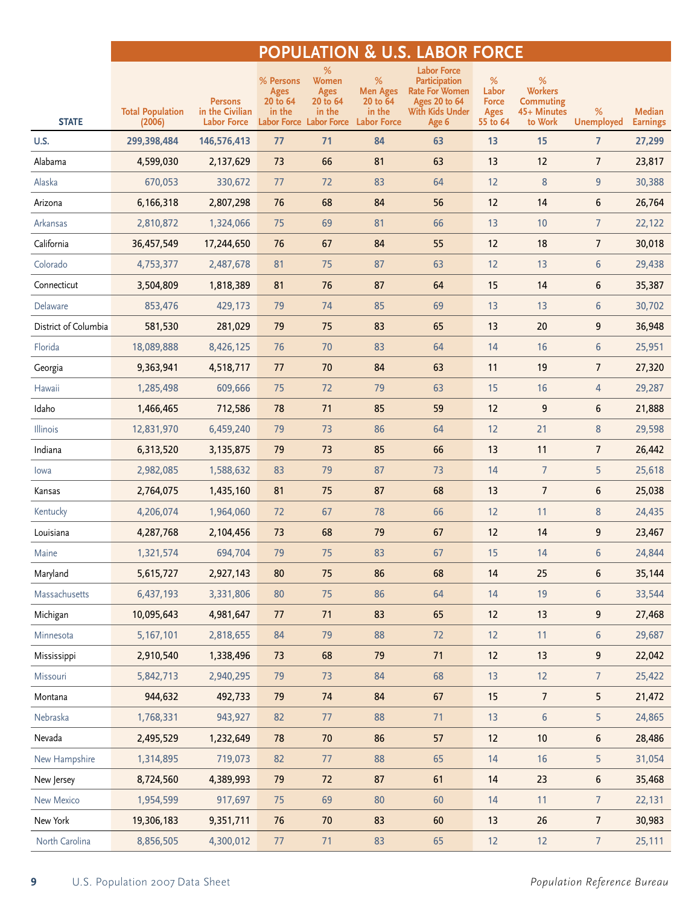## POPULATION & U.S. LABOR FORCE

| STATE | Total Population (2006) | Persons in the Civilian Labor Force | % Persons Ages 20 to 64 in the Labor Force | % Women Ages 20 to 64 in the Labor Force | % Men Ages 20 to 64 in the Labor Force | Labor Force Participation Rate For Women Ages 20 to 64 With Kids Under Age 6 | % Labor Force Ages 55 to 64 | % Workers Commuting 45+ Minutes to Work | % Unemployed | Median Earnings |
|---|---|---|---|---|---|---|---|---|---|---|
| U.S. | 299,398,484 | 146,576,413 | 77 | 71 | 84 | 63 | 13 | 15 | 7 | 27,299 |
| Alabama | 4,599,030 | 2,137,629 | 73 | 66 | 81 | 63 | 13 | 12 | 7 | 23,817 |
| Alaska | 670,053 | 330,672 | 77 | 72 | 83 | 64 | 12 | 8 | 9 | 30,388 |
| Arizona | 6,166,318 | 2,807,298 | 76 | 68 | 84 | 56 | 12 | 14 | 6 | 26,764 |
| Arkansas | 2,810,872 | 1,324,066 | 75 | 69 | 81 | 66 | 13 | 10 | 7 | 22,122 |
| California | 36,457,549 | 17,244,650 | 76 | 67 | 84 | 55 | 12 | 18 | 7 | 30,018 |
| Colorado | 4,753,377 | 2,487,678 | 81 | 75 | 87 | 63 | 12 | 13 | 6 | 29,438 |
| Connecticut | 3,504,809 | 1,818,389 | 81 | 76 | 87 | 64 | 15 | 14 | 6 | 35,387 |
| Delaware | 853,476 | 429,173 | 79 | 74 | 85 | 69 | 13 | 13 | 6 | 30,702 |
| District of Columbia | 581,530 | 281,029 | 79 | 75 | 83 | 65 | 13 | 20 | 9 | 36,948 |
| Florida | 18,089,888 | 8,426,125 | 76 | 70 | 83 | 64 | 14 | 16 | 6 | 25,951 |
| Georgia | 9,363,941 | 4,518,717 | 77 | 70 | 84 | 63 | 11 | 19 | 7 | 27,320 |
| Hawaii | 1,285,498 | 609,666 | 75 | 72 | 79 | 63 | 15 | 16 | 4 | 29,287 |
| Idaho | 1,466,465 | 712,586 | 78 | 71 | 85 | 59 | 12 | 9 | 6 | 21,888 |
| Illinois | 12,831,970 | 6,459,240 | 79 | 73 | 86 | 64 | 12 | 21 | 8 | 29,598 |
| Indiana | 6,313,520 | 3,135,875 | 79 | 73 | 85 | 66 | 13 | 11 | 7 | 26,442 |
| Iowa | 2,982,085 | 1,588,632 | 83 | 79 | 87 | 73 | 14 | 7 | 5 | 25,618 |
| Kansas | 2,764,075 | 1,435,160 | 81 | 75 | 87 | 68 | 13 | 7 | 6 | 25,038 |
| Kentucky | 4,206,074 | 1,964,060 | 72 | 67 | 78 | 66 | 12 | 11 | 8 | 24,435 |
| Louisiana | 4,287,768 | 2,104,456 | 73 | 68 | 79 | 67 | 12 | 14 | 9 | 23,467 |
| Maine | 1,321,574 | 694,704 | 79 | 75 | 83 | 67 | 15 | 14 | 6 | 24,844 |
| Maryland | 5,615,727 | 2,927,143 | 80 | 75 | 86 | 68 | 14 | 25 | 6 | 35,144 |
| Massachusetts | 6,437,193 | 3,331,806 | 80 | 75 | 86 | 64 | 14 | 19 | 6 | 33,544 |
| Michigan | 10,095,643 | 4,981,647 | 77 | 71 | 83 | 65 | 12 | 13 | 9 | 27,468 |
| Minnesota | 5,167,101 | 2,818,655 | 84 | 79 | 88 | 72 | 12 | 11 | 6 | 29,687 |
| Mississippi | 2,910,540 | 1,338,496 | 73 | 68 | 79 | 71 | 12 | 13 | 9 | 22,042 |
| Missouri | 5,842,713 | 2,940,295 | 79 | 73 | 84 | 68 | 13 | 12 | 7 | 25,422 |
| Montana | 944,632 | 492,733 | 79 | 74 | 84 | 67 | 15 | 7 | 5 | 21,472 |
| Nebraska | 1,768,331 | 943,927 | 82 | 77 | 88 | 71 | 13 | 6 | 5 | 24,865 |
| Nevada | 2,495,529 | 1,232,649 | 78 | 70 | 86 | 57 | 12 | 10 | 6 | 28,486 |
| New Hampshire | 1,314,895 | 719,073 | 82 | 77 | 88 | 65 | 14 | 16 | 5 | 31,054 |
| New Jersey | 8,724,560 | 4,389,993 | 79 | 72 | 87 | 61 | 14 | 23 | 6 | 35,468 |
| New Mexico | 1,954,599 | 917,697 | 75 | 69 | 80 | 60 | 14 | 11 | 7 | 22,131 |
| New York | 19,306,183 | 9,351,711 | 76 | 70 | 83 | 60 | 13 | 26 | 7 | 30,983 |
| North Carolina | 8,856,505 | 4,300,012 | 77 | 71 | 83 | 65 | 12 | 12 | 7 | 25,111 |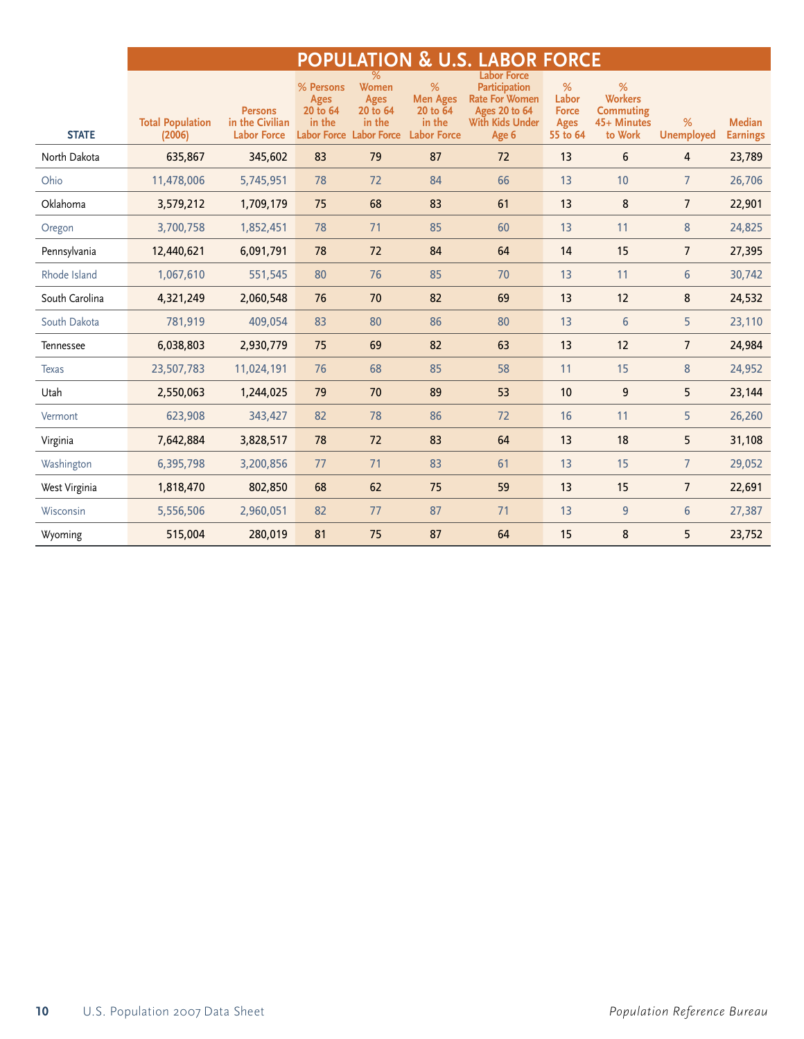## POPULATION & U.S. LABOR FORCE

| STATE | Total Population (2006) | Persons in the Civilian Labor Force | % Persons Ages 20 to 64 in the Labor Force | % Women Ages 20 to 64 in the Labor Force | % Men Ages 20 to 64 in the Labor Force | Labor Force Participation Rate For Women Ages 20 to 64 With Kids Under Age 6 | % Labor Force Ages 55 to 64 | % Workers Commuting 45+ Minutes to Work | % Unemployed | Median Earnings |
|---|---|---|---|---|---|---|---|---|---|---|
| North Dakota | 635,867 | 345,602 | 83 | 79 | 87 | 72 | 13 | 6 | 4 | 23,789 |
| Ohio | 11,478,006 | 5,745,951 | 78 | 72 | 84 | 66 | 13 | 10 | 7 | 26,706 |
| Oklahoma | 3,579,212 | 1,709,179 | 75 | 68 | 83 | 61 | 13 | 8 | 7 | 22,901 |
| Oregon | 3,700,758 | 1,852,451 | 78 | 71 | 85 | 60 | 13 | 11 | 8 | 24,825 |
| Pennsylvania | 12,440,621 | 6,091,791 | 78 | 72 | 84 | 64 | 14 | 15 | 7 | 27,395 |
| Rhode Island | 1,067,610 | 551,545 | 80 | 76 | 85 | 70 | 13 | 11 | 6 | 30,742 |
| South Carolina | 4,321,249 | 2,060,548 | 76 | 70 | 82 | 69 | 13 | 12 | 8 | 24,532 |
| South Dakota | 781,919 | 409,054 | 83 | 80 | 86 | 80 | 13 | 6 | 5 | 23,110 |
| Tennessee | 6,038,803 | 2,930,779 | 75 | 69 | 82 | 63 | 13 | 12 | 7 | 24,984 |
| Texas | 23,507,783 | 11,024,191 | 76 | 68 | 85 | 58 | 11 | 15 | 8 | 24,952 |
| Utah | 2,550,063 | 1,244,025 | 79 | 70 | 89 | 53 | 10 | 9 | 5 | 23,144 |
| Vermont | 623,908 | 343,427 | 82 | 78 | 86 | 72 | 16 | 11 | 5 | 26,260 |
| Virginia | 7,642,884 | 3,828,517 | 78 | 72 | 83 | 64 | 13 | 18 | 5 | 31,108 |
| Washington | 6,395,798 | 3,200,856 | 77 | 71 | 83 | 61 | 13 | 15 | 7 | 29,052 |
| West Virginia | 1,818,470 | 802,850 | 68 | 62 | 75 | 59 | 13 | 15 | 7 | 22,691 |
| Wisconsin | 5,556,506 | 2,960,051 | 82 | 77 | 87 | 71 | 13 | 9 | 6 | 27,387 |
| Wyoming | 515,004 | 280,019 | 81 | 75 | 87 | 64 | 15 | 8 | 5 | 23,752 |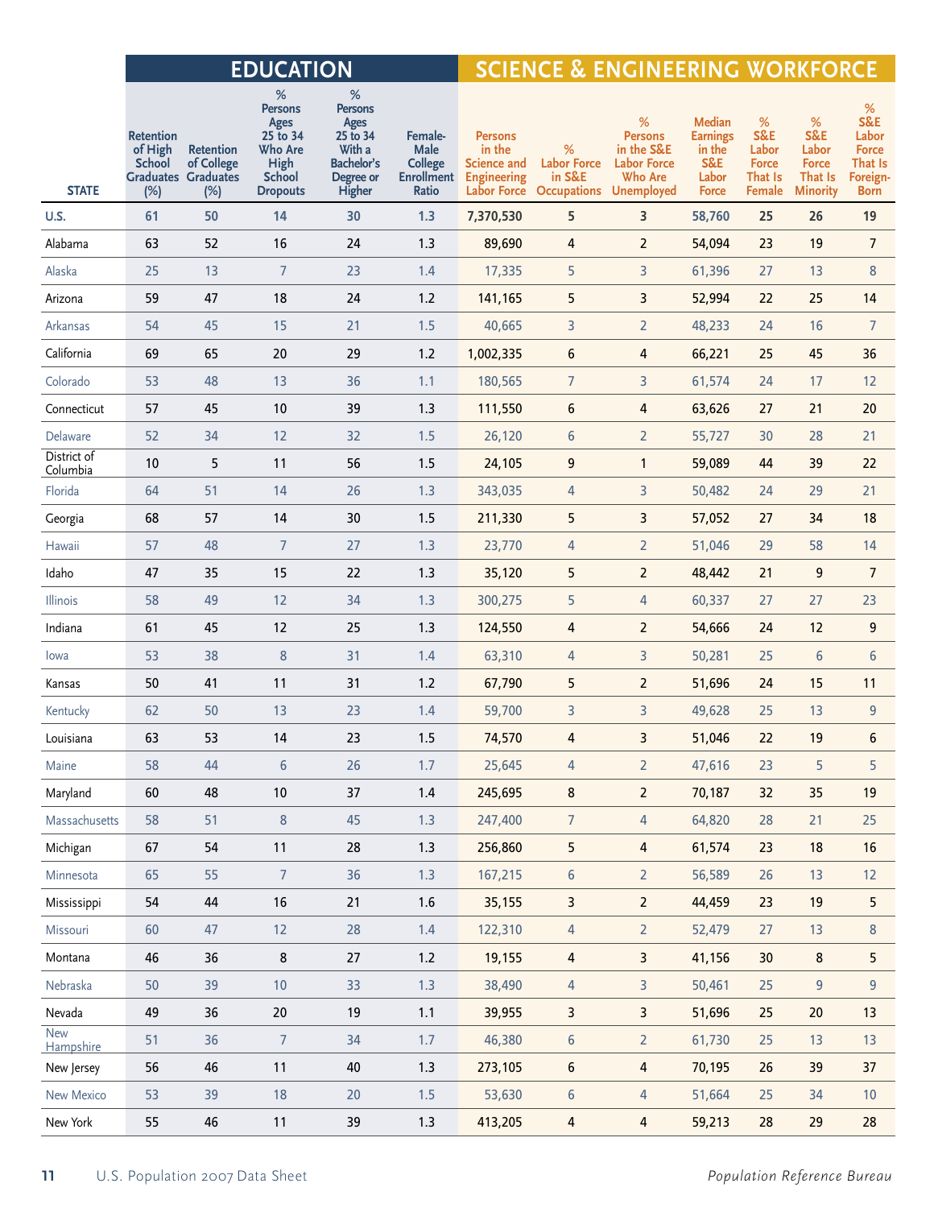| STATE | EDUCATION | | | | | SCIENCE & ENGINEERING WORKFORCE | | | | | | |
|---|---|---|---|---|---|---|---|---|---|---|---|---|
| | Retention of High School Graduates (%) | Retention of College Graduates (%) | % Persons Ages 25 to 34 Who Are High School Dropouts | % Persons Ages 25 to 34 With a Bachelor's Degree or Higher | Female-Male College Enrollment Ratio | Persons in the Science and Engineering Labor Force | % Labor Force in S&E Occupations | % Persons in the S&E Labor Force Who Are Unemployed | Median Earnings in the S&E Labor Force | % S&E Labor Force That Is Female | % S&E Labor Force That Is Minority | % S&E Labor Force That Is Foreign-Born |
| U.S. | 61 | 50 | 14 | 30 | 1.3 | 7,370,530 | 5 | 3 | 58,760 | 25 | 26 | 19 |
| Alabama | 63 | 52 | 16 | 24 | 1.3 | 89,690 | 4 | 2 | 54,094 | 23 | 19 | 7 |
| Alaska | 25 | 13 | 7 | 23 | 1.4 | 17,335 | 5 | 3 | 61,396 | 27 | 13 | 8 |
| Arizona | 59 | 47 | 18 | 24 | 1.2 | 141,165 | 5 | 3 | 52,994 | 22 | 25 | 14 |
| Arkansas | 54 | 45 | 15 | 21 | 1.5 | 40,665 | 3 | 2 | 48,233 | 24 | 16 | 7 |
| California | 69 | 65 | 20 | 29 | 1.2 | 1,002,335 | 6 | 4 | 66,221 | 25 | 45 | 36 |
| Colorado | 53 | 48 | 13 | 36 | 1.1 | 180,565 | 7 | 3 | 61,574 | 24 | 17 | 12 |
| Connecticut | 57 | 45 | 10 | 39 | 1.3 | 111,550 | 6 | 4 | 63,626 | 27 | 21 | 20 |
| Delaware | 52 | 34 | 12 | 32 | 1.5 | 26,120 | 6 | 2 | 55,727 | 30 | 28 | 21 |
| District of Columbia | 10 | 5 | 11 | 56 | 1.5 | 24,105 | 9 | 1 | 59,089 | 44 | 39 | 22 |
| Florida | 64 | 51 | 14 | 26 | 1.3 | 343,035 | 4 | 3 | 50,482 | 24 | 29 | 21 |
| Georgia | 68 | 57 | 14 | 30 | 1.5 | 211,330 | 5 | 3 | 57,052 | 27 | 34 | 18 |
| Hawaii | 57 | 48 | 7 | 27 | 1.3 | 23,770 | 4 | 2 | 51,046 | 29 | 58 | 14 |
| Idaho | 47 | 35 | 15 | 22 | 1.3 | 35,120 | 5 | 2 | 48,442 | 21 | 9 | 7 |
| Illinois | 58 | 49 | 12 | 34 | 1.3 | 300,275 | 5 | 4 | 60,337 | 27 | 27 | 23 |
| Indiana | 61 | 45 | 12 | 25 | 1.3 | 124,550 | 4 | 2 | 54,666 | 24 | 12 | 9 |
| Iowa | 53 | 38 | 8 | 31 | 1.4 | 63,310 | 4 | 3 | 50,281 | 25 | 6 | 6 |
| Kansas | 50 | 41 | 11 | 31 | 1.2 | 67,790 | 5 | 2 | 51,696 | 24 | 15 | 11 |
| Kentucky | 62 | 50 | 13 | 23 | 1.4 | 59,700 | 3 | 3 | 49,628 | 25 | 13 | 9 |
| Louisiana | 63 | 53 | 14 | 23 | 1.5 | 74,570 | 4 | 3 | 51,046 | 22 | 19 | 6 |
| Maine | 58 | 44 | 6 | 26 | 1.7 | 25,645 | 4 | 2 | 47,616 | 23 | 5 | 5 |
| Maryland | 60 | 48 | 10 | 37 | 1.4 | 245,695 | 8 | 2 | 70,187 | 32 | 35 | 19 |
| Massachusetts | 58 | 51 | 8 | 45 | 1.3 | 247,400 | 7 | 4 | 64,820 | 28 | 21 | 25 |
| Michigan | 67 | 54 | 11 | 28 | 1.3 | 256,860 | 5 | 4 | 61,574 | 23 | 18 | 16 |
| Minnesota | 65 | 55 | 7 | 36 | 1.3 | 167,215 | 6 | 2 | 56,589 | 26 | 13 | 12 |
| Mississippi | 54 | 44 | 16 | 21 | 1.6 | 35,155 | 3 | 2 | 44,459 | 23 | 19 | 5 |
| Missouri | 60 | 47 | 12 | 28 | 1.4 | 122,310 | 4 | 2 | 52,479 | 27 | 13 | 8 |
| Montana | 46 | 36 | 8 | 27 | 1.2 | 19,155 | 4 | 3 | 41,156 | 30 | 8 | 5 |
| Nebraska | 50 | 39 | 10 | 33 | 1.3 | 38,490 | 4 | 3 | 50,461 | 25 | 9 | 9 |
| Nevada | 49 | 36 | 20 | 19 | 1.1 | 39,955 | 3 | 3 | 51,696 | 25 | 20 | 13 |
| New Hampshire | 51 | 36 | 7 | 34 | 1.7 | 46,380 | 6 | 2 | 61,730 | 25 | 13 | 13 |
| New Jersey | 56 | 46 | 11 | 40 | 1.3 | 273,105 | 6 | 4 | 70,195 | 26 | 39 | 37 |
| New Mexico | 53 | 39 | 18 | 20 | 1.5 | 53,630 | 6 | 4 | 51,664 | 25 | 34 | 10 |
| New York | 55 | 46 | 11 | 39 | 1.3 | 413,205 | 4 | 4 | 59,213 | 28 | 29 | 28 |

U.S. Population 2007 Data Sheet

*Population Reference Bureau*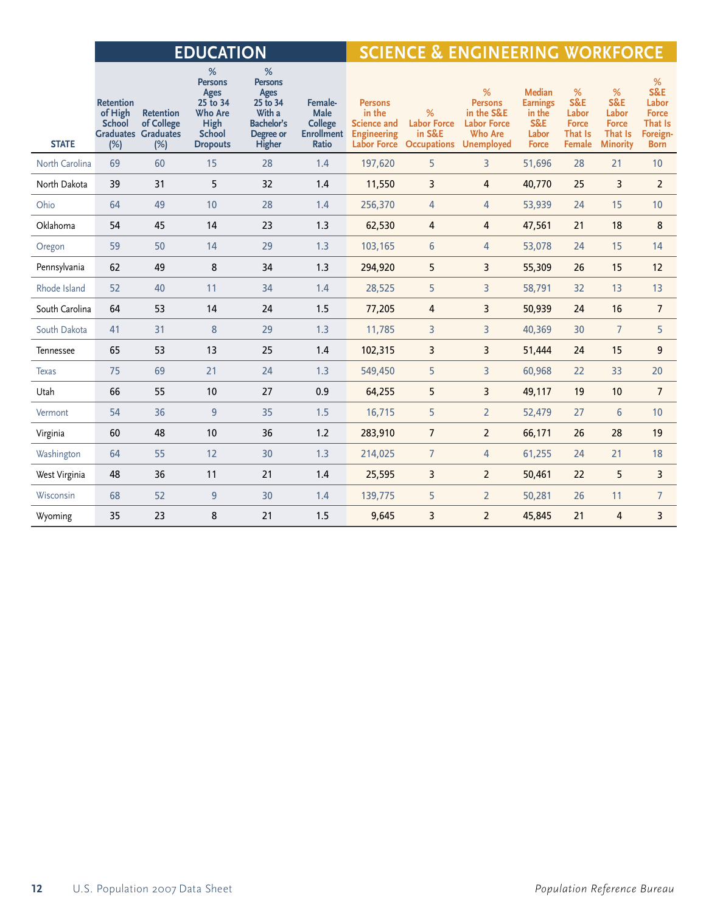| STATE | EDUCATION | | | | | SCIENCE & ENGINEERING WORKFORCE | | | | | | |
|---|---|---|---|---|---|---|---|---|---|---|---|---|
| | Retention of High School Graduates (%) | Retention of College Graduates (%) | % Persons Ages 25 to 34 Who Are High School Dropouts | % Persons Ages 25 to 34 With a Bachelor's Degree or Higher | Female-Male College Enrollment Ratio | Persons in the Science and Engineering Labor Force | % Labor Force in S&E Occupations | % Persons in the S&E Labor Force Who Are Unemployed | Median Earnings in the S&E Labor Force | % S&E Labor Force That Is Female | % S&E Labor Force That Is Minority | % S&E Labor Force That Is Foreign-Born |
| North Carolina | 69 | 60 | 15 | 28 | 1.4 | 197,620 | 5 | 3 | 51,696 | 28 | 21 | 10 |
| North Dakota | 39 | 31 | 5 | 32 | 1.4 | 11,550 | 3 | 4 | 40,770 | 25 | 3 | 2 |
| Ohio | 64 | 49 | 10 | 28 | 1.4 | 256,370 | 4 | 4 | 53,939 | 24 | 15 | 10 |
| Oklahoma | 54 | 45 | 14 | 23 | 1.3 | 62,530 | 4 | 4 | 47,561 | 21 | 18 | 8 |
| Oregon | 59 | 50 | 14 | 29 | 1.3 | 103,165 | 6 | 4 | 53,078 | 24 | 15 | 14 |
| Pennsylvania | 62 | 49 | 8 | 34 | 1.3 | 294,920 | 5 | 3 | 55,309 | 26 | 15 | 12 |
| Rhode Island | 52 | 40 | 11 | 34 | 1.4 | 28,525 | 5 | 3 | 58,791 | 32 | 13 | 13 |
| South Carolina | 64 | 53 | 14 | 24 | 1.5 | 77,205 | 4 | 3 | 50,939 | 24 | 16 | 7 |
| South Dakota | 41 | 31 | 8 | 29 | 1.3 | 11,785 | 3 | 3 | 40,369 | 30 | 7 | 5 |
| Tennessee | 65 | 53 | 13 | 25 | 1.4 | 102,315 | 3 | 3 | 51,444 | 24 | 15 | 9 |
| Texas | 75 | 69 | 21 | 24 | 1.3 | 549,450 | 5 | 3 | 60,968 | 22 | 33 | 20 |
| Utah | 66 | 55 | 10 | 27 | 0.9 | 64,255 | 5 | 3 | 49,117 | 19 | 10 | 7 |
| Vermont | 54 | 36 | 9 | 35 | 1.5 | 16,715 | 5 | 2 | 52,479 | 27 | 6 | 10 |
| Virginia | 60 | 48 | 10 | 36 | 1.2 | 283,910 | 7 | 2 | 66,171 | 26 | 28 | 19 |
| Washington | 64 | 55 | 12 | 30 | 1.3 | 214,025 | 7 | 4 | 61,255 | 24 | 21 | 18 |
| West Virginia | 48 | 36 | 11 | 21 | 1.4 | 25,595 | 3 | 2 | 50,461 | 22 | 5 | 3 |
| Wisconsin | 68 | 52 | 9 | 30 | 1.4 | 139,775 | 5 | 2 | 50,281 | 26 | 11 | 7 |
| Wyoming | 35 | 23 | 8 | 21 | 1.5 | 9,645 | 3 | 2 | 45,845 | 21 | 4 | 3 |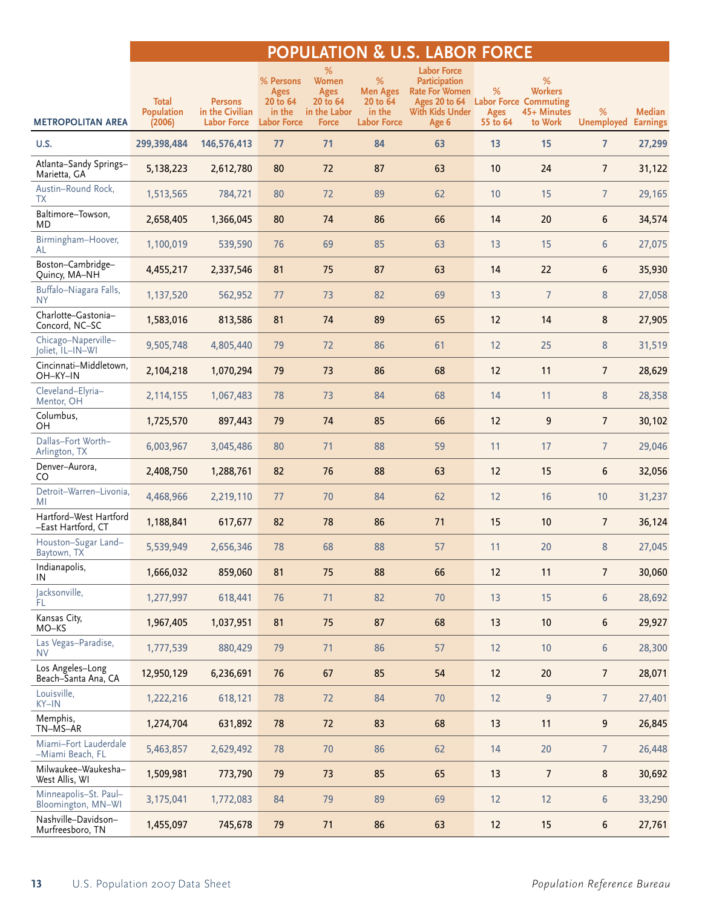# POPULATION & U.S. LABOR FORCE

| METROPOLITAN AREA | Total Population (2006) | Persons in the Civilian Labor Force | % Persons Ages 20 to 64 in the Labor Force | % Women Ages 20 to 64 in the Labor Force | % Men Ages 20 to 64 in the Labor Force | Labor Force Participation Rate For Women Ages 20 to 64 With Kids Under Age 6 | % Labor Force Ages 55 to 64 | % Workers Commuting 45+ Minutes to Work | % Unemployed | Median Earnings |
|---|---|---|---|---|---|---|---|---|---|---|
| **U.S.** | **299,398,484** | **146,576,413** | **77** | **71** | **84** | **63** | **13** | **15** | **7** | **27,299** |
| Atlanta–Sandy Springs–Marietta, GA | 5,138,223 | 2,612,780 | 80 | 72 | 87 | 63 | 10 | 24 | 7 | 31,122 |
| Austin–Round Rock, TX | 1,513,565 | 784,721 | 80 | 72 | 89 | 62 | 10 | 15 | 7 | 29,165 |
| Baltimore–Towson, MD | 2,658,405 | 1,366,045 | 80 | 74 | 86 | 66 | 14 | 20 | 6 | 34,574 |
| Birmingham–Hoover, AL | 1,100,019 | 539,590 | 76 | 69 | 85 | 63 | 13 | 15 | 6 | 27,075 |
| Boston–Cambridge–Quincy, MA–NH | 4,455,217 | 2,337,546 | 81 | 75 | 87 | 63 | 14 | 22 | 6 | 35,930 |
| Buffalo–Niagara Falls, NY | 1,137,520 | 562,952 | 77 | 73 | 82 | 69 | 13 | 7 | 8 | 27,058 |
| Charlotte–Gastonia–Concord, NC–SC | 1,583,016 | 813,586 | 81 | 74 | 89 | 65 | 12 | 14 | 8 | 27,905 |
| Chicago–Naperville–Joliet, IL–IN–WI | 9,505,748 | 4,805,440 | 79 | 72 | 86 | 61 | 12 | 25 | 8 | 31,519 |
| Cincinnati–Middletown, OH–KY–IN | 2,104,218 | 1,070,294 | 79 | 73 | 86 | 68 | 12 | 11 | 7 | 28,629 |
| Cleveland–Elyria–Mentor, OH | 2,114,155 | 1,067,483 | 78 | 73 | 84 | 68 | 14 | 11 | 8 | 28,358 |
| Columbus, OH | 1,725,570 | 897,443 | 79 | 74 | 85 | 66 | 12 | 9 | 7 | 30,102 |
| Dallas–Fort Worth–Arlington, TX | 6,003,967 | 3,045,486 | 80 | 71 | 88 | 59 | 11 | 17 | 7 | 29,046 |
| Denver–Aurora, CO | 2,408,750 | 1,288,761 | 82 | 76 | 88 | 63 | 12 | 15 | 6 | 32,056 |
| Detroit–Warren–Livonia, MI | 4,468,966 | 2,219,110 | 77 | 70 | 84 | 62 | 12 | 16 | 10 | 31,237 |
| Hartford–West Hartford–East Hartford, CT | 1,188,841 | 617,677 | 82 | 78 | 86 | 71 | 15 | 10 | 7 | 36,124 |
| Houston–Sugar Land–Baytown, TX | 5,539,949 | 2,656,346 | 78 | 68 | 88 | 57 | 11 | 20 | 8 | 27,045 |
| Indianapolis, IN | 1,666,032 | 859,060 | 81 | 75 | 88 | 66 | 12 | 11 | 7 | 30,060 |
| Jacksonville, FL | 1,277,997 | 618,441 | 76 | 71 | 82 | 70 | 13 | 15 | 6 | 28,692 |
| Kansas City, MO–KS | 1,967,405 | 1,037,951 | 81 | 75 | 87 | 68 | 13 | 10 | 6 | 29,927 |
| Las Vegas–Paradise, NV | 1,777,539 | 880,429 | 79 | 71 | 86 | 57 | 12 | 10 | 6 | 28,300 |
| Los Angeles–Long Beach–Santa Ana, CA | 12,950,129 | 6,236,691 | 76 | 67 | 85 | 54 | 12 | 20 | 7 | 28,071 |
| Louisville, KY–IN | 1,222,216 | 618,121 | 78 | 72 | 84 | 70 | 12 | 9 | 7 | 27,401 |
| Memphis, TN–MS–AR | 1,274,704 | 631,892 | 78 | 72 | 83 | 68 | 13 | 11 | 9 | 26,845 |
| Miami–Fort Lauderdale–Miami Beach, FL | 5,463,857 | 2,629,492 | 78 | 70 | 86 | 62 | 14 | 20 | 7 | 26,448 |
| Milwaukee–Waukesha–West Allis, WI | 1,509,981 | 773,790 | 79 | 73 | 85 | 65 | 13 | 7 | 8 | 30,692 |
| Minneapolis–St. Paul–Bloomington, MN–WI | 3,175,041 | 1,772,083 | 84 | 79 | 89 | 69 | 12 | 12 | 6 | 33,290 |
| Nashville–Davidson–Murfreesboro, TN | 1,455,097 | 745,678 | 79 | 71 | 86 | 63 | 12 | 15 | 6 | 27,761 |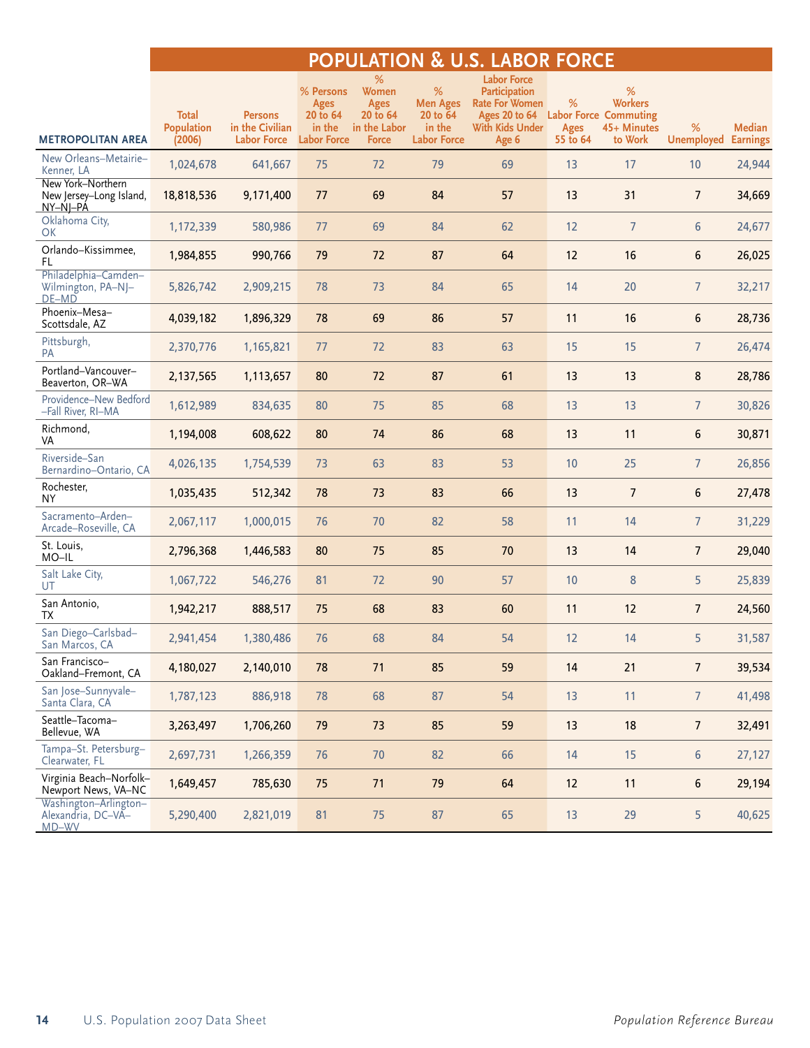# POPULATION & U.S. LABOR FORCE

| Metropolitan Area | Total Population (2006) | Persons in the Civilian Labor Force | % Persons Ages 20 to 64 in the Labor Force | % Women Ages 20 to 64 in the Labor Force | % Men Ages 20 to 64 in the Labor Force | Labor Force Participation Rate For Women Ages 20 to 64 With Kids Under Age 6 | % Labor Force Ages 55 to 64 | % Workers Commuting 45+ Minutes to Work | % Unemployed | Median Earnings |
|---|---|---|---|---|---|---|---|---|---|---|
| New Orleans–Metairie–Kenner, LA | 1,024,678 | 641,667 | 75 | 72 | 79 | 69 | 13 | 17 | 10 | 24,944 |
| New York–Northern New Jersey–Long Island, NY–NJ–PA | 18,818,536 | 9,171,400 | 77 | 69 | 84 | 57 | 13 | 31 | 7 | 34,669 |
| Oklahoma City, OK | 1,172,339 | 580,986 | 77 | 69 | 84 | 62 | 12 | 7 | 6 | 24,677 |
| Orlando–Kissimmee, FL | 1,984,855 | 990,766 | 79 | 72 | 87 | 64 | 12 | 16 | 6 | 26,025 |
| Philadelphia–Camden–Wilmington, PA–NJ–DE–MD | 5,826,742 | 2,909,215 | 78 | 73 | 84 | 65 | 14 | 20 | 7 | 32,217 |
| Phoenix–Mesa–Scottsdale, AZ | 4,039,182 | 1,896,329 | 78 | 69 | 86 | 57 | 11 | 16 | 6 | 28,736 |
| Pittsburgh, PA | 2,370,776 | 1,165,821 | 77 | 72 | 83 | 63 | 15 | 15 | 7 | 26,474 |
| Portland–Vancouver–Beaverton, OR–WA | 2,137,565 | 1,113,657 | 80 | 72 | 87 | 61 | 13 | 13 | 8 | 28,786 |
| Providence–New Bedford–Fall River, RI–MA | 1,612,989 | 834,635 | 80 | 75 | 85 | 68 | 13 | 13 | 7 | 30,826 |
| Richmond, VA | 1,194,008 | 608,622 | 80 | 74 | 86 | 68 | 13 | 11 | 6 | 30,871 |
| Riverside–San Bernardino–Ontario, CA | 4,026,135 | 1,754,539 | 73 | 63 | 83 | 53 | 10 | 25 | 7 | 26,856 |
| Rochester, NY | 1,035,435 | 512,342 | 78 | 73 | 83 | 66 | 13 | 7 | 6 | 27,478 |
| Sacramento–Arden–Arcade–Roseville, CA | 2,067,117 | 1,000,015 | 76 | 70 | 82 | 58 | 11 | 14 | 7 | 31,229 |
| St. Louis, MO–IL | 2,796,368 | 1,446,583 | 80 | 75 | 85 | 70 | 13 | 14 | 7 | 29,040 |
| Salt Lake City, UT | 1,067,722 | 546,276 | 81 | 72 | 90 | 57 | 10 | 8 | 5 | 25,839 |
| San Antonio, TX | 1,942,217 | 888,517 | 75 | 68 | 83 | 60 | 11 | 12 | 7 | 24,560 |
| San Diego–Carlsbad–San Marcos, CA | 2,941,454 | 1,380,486 | 76 | 68 | 84 | 54 | 12 | 14 | 5 | 31,587 |
| San Francisco–Oakland–Fremont, CA | 4,180,027 | 2,140,010 | 78 | 71 | 85 | 59 | 14 | 21 | 7 | 39,534 |
| San Jose–Sunnyvale–Santa Clara, CA | 1,787,123 | 886,918 | 78 | 68 | 87 | 54 | 13 | 11 | 7 | 41,498 |
| Seattle–Tacoma–Bellevue, WA | 3,263,497 | 1,706,260 | 79 | 73 | 85 | 59 | 13 | 18 | 7 | 32,491 |
| Tampa–St. Petersburg–Clearwater, FL | 2,697,731 | 1,266,359 | 76 | 70 | 82 | 66 | 14 | 15 | 6 | 27,127 |
| Virginia Beach–Norfolk–Newport News, VA–NC | 1,649,457 | 785,630 | 75 | 71 | 79 | 64 | 12 | 11 | 6 | 29,194 |
| Washington–Arlington–Alexandria, DC–VA–MD–WV | 5,290,400 | 2,821,019 | 81 | 75 | 87 | 65 | 13 | 29 | 5 | 40,625 |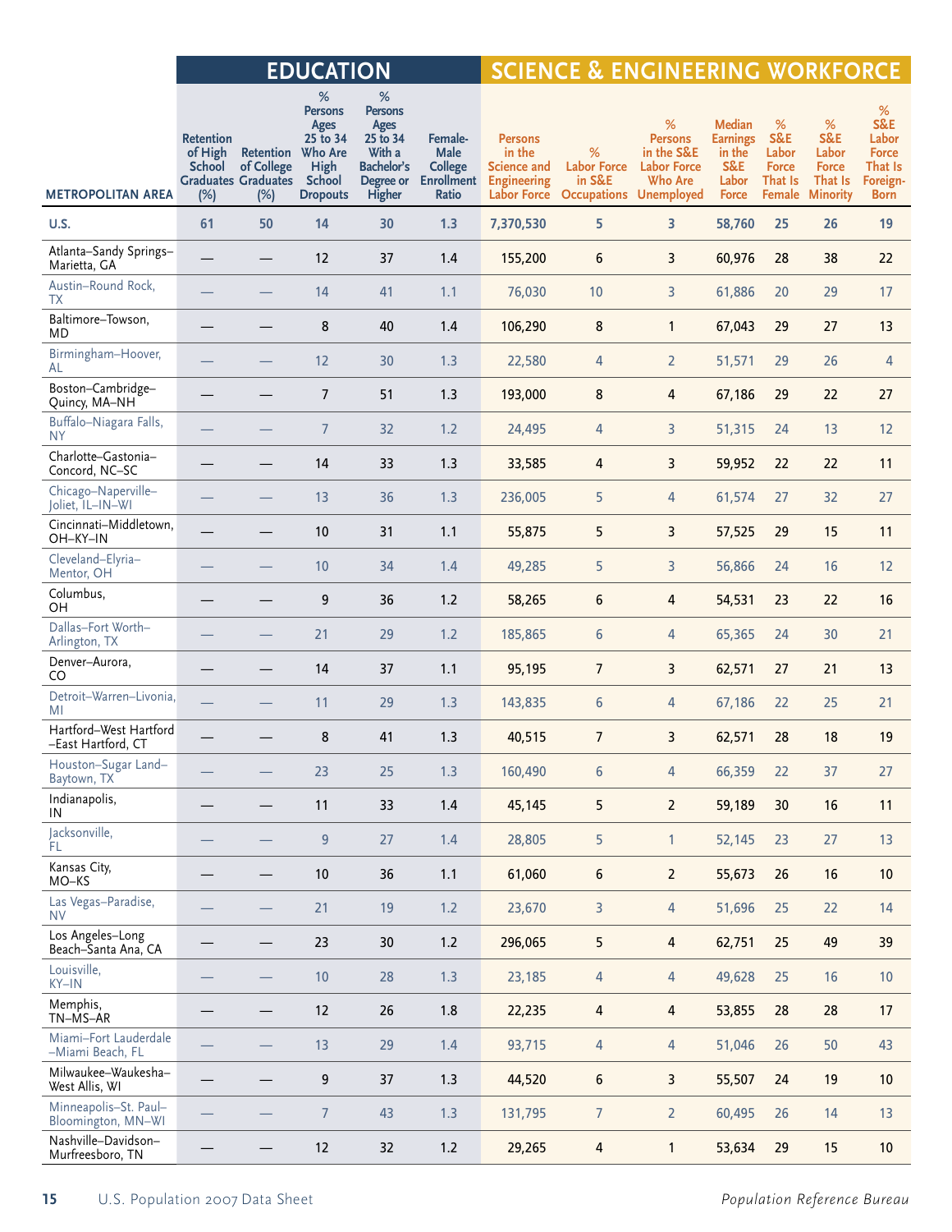| METROPOLITAN AREA | EDUCATION | | | | | SCIENCE & ENGINEERING WORKFORCE | | | | | | |
|---|---|---|---|---|---|---|---|---|---|---|---|---|
| | Retention of High School Graduates (%) | Retention of College Graduates (%) | % Persons Ages 25 to 34 Who Are High School Dropouts | % Persons Ages 25 to 34 With a Bachelor's Degree or Higher | Female-Male College Enrollment Ratio | Persons in the Science and Engineering Labor Force | % Labor Force in S&E Occupations | % Persons in the S&E Labor Force Who Are Unemployed | Median Earnings in the S&E Labor Force | % S&E Labor Force That Is Female | % S&E Labor Force That Is Minority | % S&E Labor Force That Is Foreign-Born |
| U.S. | 61 | 50 | 14 | 30 | 1.3 | 7,370,530 | 5 | 3 | 58,760 | 25 | 26 | 19 |
| Atlanta–Sandy Springs–Marietta, GA | — | — | 12 | 37 | 1.4 | 155,200 | 6 | 3 | 60,976 | 28 | 38 | 22 |
| Austin–Round Rock, TX | — | — | 14 | 41 | 1.1 | 76,030 | 10 | 3 | 61,886 | 20 | 29 | 17 |
| Baltimore–Towson, MD | — | — | 8 | 40 | 1.4 | 106,290 | 8 | 1 | 67,043 | 29 | 27 | 13 |
| Birmingham–Hoover, AL | — | — | 12 | 30 | 1.3 | 22,580 | 4 | 2 | 51,571 | 29 | 26 | 4 |
| Boston–Cambridge–Quincy, MA–NH | — | — | 7 | 51 | 1.3 | 193,000 | 8 | 4 | 67,186 | 29 | 22 | 27 |
| Buffalo–Niagara Falls, NY | — | — | 7 | 32 | 1.2 | 24,495 | 4 | 3 | 51,315 | 24 | 13 | 12 |
| Charlotte–Gastonia–Concord, NC–SC | — | — | 14 | 33 | 1.3 | 33,585 | 4 | 3 | 59,952 | 22 | 22 | 11 |
| Chicago–Naperville–Joliet, IL–IN–WI | — | — | 13 | 36 | 1.3 | 236,005 | 5 | 4 | 61,574 | 27 | 32 | 27 |
| Cincinnati–Middletown, OH–KY–IN | — | — | 10 | 31 | 1.1 | 55,875 | 5 | 3 | 57,525 | 29 | 15 | 11 |
| Cleveland–Elyria–Mentor, OH | — | — | 10 | 34 | 1.4 | 49,285 | 5 | 3 | 56,866 | 24 | 16 | 12 |
| Columbus, OH | — | — | 9 | 36 | 1.2 | 58,265 | 6 | 4 | 54,531 | 23 | 22 | 16 |
| Dallas–Fort Worth–Arlington, TX | — | — | 21 | 29 | 1.2 | 185,865 | 6 | 4 | 65,365 | 24 | 30 | 21 |
| Denver–Aurora, CO | — | — | 14 | 37 | 1.1 | 95,195 | 7 | 3 | 62,571 | 27 | 21 | 13 |
| Detroit–Warren–Livonia, MI | — | — | 11 | 29 | 1.3 | 143,835 | 6 | 4 | 67,186 | 22 | 25 | 21 |
| Hartford–West Hartford–East Hartford, CT | — | — | 8 | 41 | 1.3 | 40,515 | 7 | 3 | 62,571 | 28 | 18 | 19 |
| Houston–Sugar Land–Baytown, TX | — | — | 23 | 25 | 1.3 | 160,490 | 6 | 4 | 66,359 | 22 | 37 | 27 |
| Indianapolis, IN | — | — | 11 | 33 | 1.4 | 45,145 | 5 | 2 | 59,189 | 30 | 16 | 11 |
| Jacksonville, FL | — | — | 9 | 27 | 1.4 | 28,805 | 5 | 1 | 52,145 | 23 | 27 | 13 |
| Kansas City, MO–KS | — | — | 10 | 36 | 1.1 | 61,060 | 6 | 2 | 55,673 | 26 | 16 | 10 |
| Las Vegas–Paradise, NV | — | — | 21 | 19 | 1.2 | 23,670 | 3 | 4 | 51,696 | 25 | 22 | 14 |
| Los Angeles–Long Beach–Santa Ana, CA | — | — | 23 | 30 | 1.2 | 296,065 | 5 | 4 | 62,751 | 25 | 49 | 39 |
| Louisville, KY–IN | — | — | 10 | 28 | 1.3 | 23,185 | 4 | 4 | 49,628 | 25 | 16 | 10 |
| Memphis, TN–MS–AR | — | — | 12 | 26 | 1.8 | 22,235 | 4 | 4 | 53,855 | 28 | 28 | 17 |
| Miami–Fort Lauderdale–Miami Beach, FL | — | — | 13 | 29 | 1.4 | 93,715 | 4 | 4 | 51,046 | 26 | 50 | 43 |
| Milwaukee–Waukesha–West Allis, WI | — | — | 9 | 37 | 1.3 | 44,520 | 6 | 3 | 55,507 | 24 | 19 | 10 |
| Minneapolis–St. Paul–Bloomington, MN–WI | — | — | 7 | 43 | 1.3 | 131,795 | 7 | 2 | 60,495 | 26 | 14 | 13 |
| Nashville–Davidson–Murfreesboro, TN | — | — | 12 | 32 | 1.2 | 29,265 | 4 | 1 | 53,634 | 29 | 15 | 10 |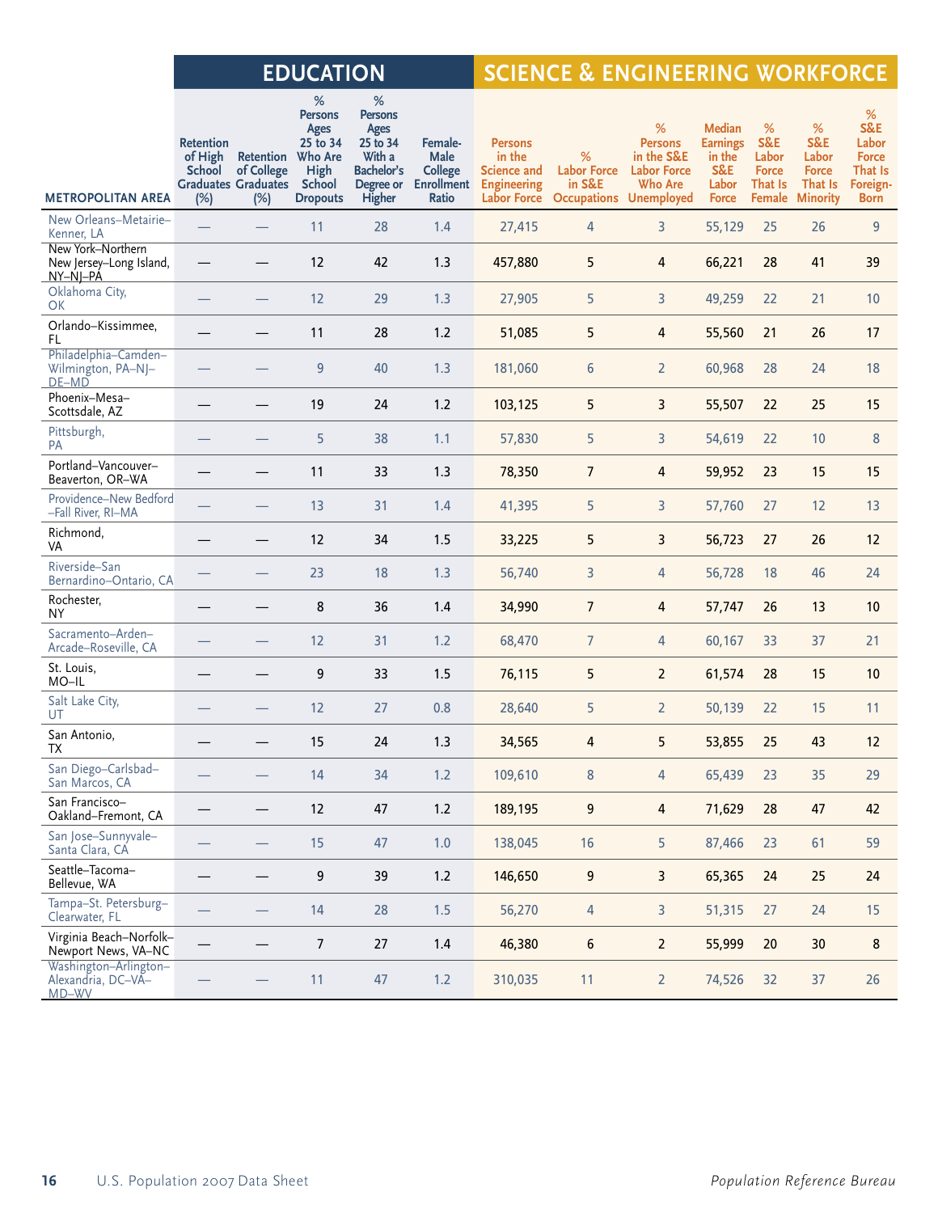| METROPOLITAN AREA | EDUCATION | | | | | SCIENCE & ENGINEERING WORKFORCE | | | | | | |
|---|---|---|---|---|---|---|---|---|---|---|---|---|
| | Retention of High School Graduates (%) | Retention of College Graduates (%) | % Persons Ages 25 to 34 Who Are High School Dropouts | % Persons Ages 25 to 34 With a Bachelor's Degree or Higher | Female-Male College Enrollment Ratio | Persons in the Science and Engineering Labor Force | % Labor Force in S&E Occupations | % Persons in the S&E Labor Force Who Are Unemployed | Median Earnings in the S&E Labor Force | % S&E Labor Force That Is Female | % S&E Labor Force That Is Minority | % S&E Labor Force That Is Foreign-Born |
| New Orleans–Metairie–Kenner, LA | — | — | 11 | 28 | 1.4 | 27,415 | 4 | 3 | 55,129 | 25 | 26 | 9 |
| New York–Northern New Jersey–Long Island, NY–NJ–PA | — | — | 12 | 42 | 1.3 | 457,880 | 5 | 4 | 66,221 | 28 | 41 | 39 |
| Oklahoma City, OK | — | — | 12 | 29 | 1.3 | 27,905 | 5 | 3 | 49,259 | 22 | 21 | 10 |
| Orlando–Kissimmee, FL | — | — | 11 | 28 | 1.2 | 51,085 | 5 | 4 | 55,560 | 21 | 26 | 17 |
| Philadelphia–Camden–Wilmington, PA–NJ–DE–MD | — | — | 9 | 40 | 1.3 | 181,060 | 6 | 2 | 60,968 | 28 | 24 | 18 |
| Phoenix–Mesa–Scottsdale, AZ | — | — | 19 | 24 | 1.2 | 103,125 | 5 | 3 | 55,507 | 22 | 25 | 15 |
| Pittsburgh, PA | — | — | 5 | 38 | 1.1 | 57,830 | 5 | 3 | 54,619 | 22 | 10 | 8 |
| Portland–Vancouver–Beaverton, OR–WA | — | — | 11 | 33 | 1.3 | 78,350 | 7 | 4 | 59,952 | 23 | 15 | 15 |
| Providence–New Bedford–Fall River, RI–MA | — | — | 13 | 31 | 1.4 | 41,395 | 5 | 3 | 57,760 | 27 | 12 | 13 |
| Richmond, VA | — | — | 12 | 34 | 1.5 | 33,225 | 5 | 3 | 56,723 | 27 | 26 | 12 |
| Riverside–San Bernardino–Ontario, CA | — | — | 23 | 18 | 1.3 | 56,740 | 3 | 4 | 56,728 | 18 | 46 | 24 |
| Rochester, NY | — | — | 8 | 36 | 1.4 | 34,990 | 7 | 4 | 57,747 | 26 | 13 | 10 |
| Sacramento–Arden–Arcade–Roseville, CA | — | — | 12 | 31 | 1.2 | 68,470 | 7 | 4 | 60,167 | 33 | 37 | 21 |
| St. Louis, MO–IL | — | — | 9 | 33 | 1.5 | 76,115 | 5 | 2 | 61,574 | 28 | 15 | 10 |
| Salt Lake City, UT | — | — | 12 | 27 | 0.8 | 28,640 | 5 | 2 | 50,139 | 22 | 15 | 11 |
| San Antonio, TX | — | — | 15 | 24 | 1.3 | 34,565 | 4 | 5 | 53,855 | 25 | 43 | 12 |
| San Diego–Carlsbad–San Marcos, CA | — | — | 14 | 34 | 1.2 | 109,610 | 8 | 4 | 65,439 | 23 | 35 | 29 |
| San Francisco–Oakland–Fremont, CA | — | — | 12 | 47 | 1.2 | 189,195 | 9 | 4 | 71,629 | 28 | 47 | 42 |
| San Jose–Sunnyvale–Santa Clara, CA | — | — | 15 | 47 | 1.0 | 138,045 | 16 | 5 | 87,466 | 23 | 61 | 59 |
| Seattle–Tacoma–Bellevue, WA | — | — | 9 | 39 | 1.2 | 146,650 | 9 | 3 | 65,365 | 24 | 25 | 24 |
| Tampa–St. Petersburg–Clearwater, FL | — | — | 14 | 28 | 1.5 | 56,270 | 4 | 3 | 51,315 | 27 | 24 | 15 |
| Virginia Beach–Norfolk–Newport News, VA–NC | — | — | 7 | 27 | 1.4 | 46,380 | 6 | 2 | 55,999 | 20 | 30 | 8 |
| Washington–Arlington–Alexandria, DC–VA–MD–WV | — | — | 11 | 47 | 1.2 | 310,035 | 11 | 2 | 74,526 | 32 | 37 | 26 |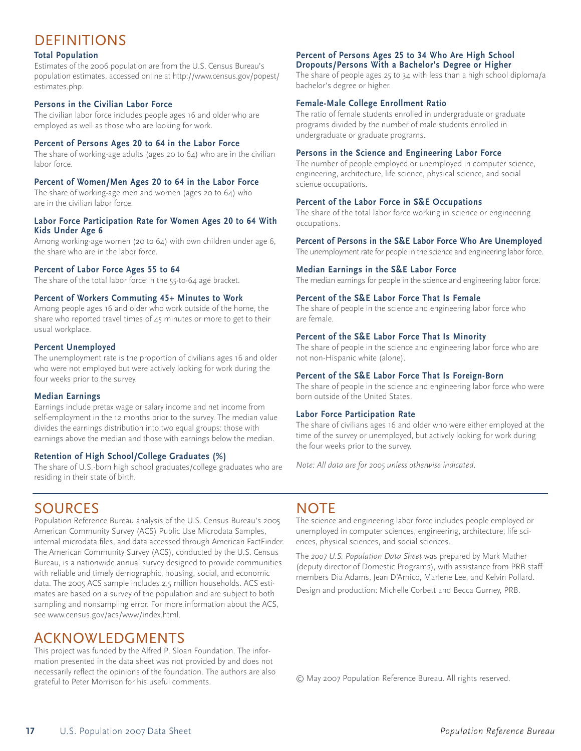# DEFINITIONS

**Total Population**
Estimates of the 2006 population are from the U.S. Census Bureau's population estimates, accessed online at http://www.census.gov/popest/estimates.php.

**Persons in the Civilian Labor Force**
The civilian labor force includes people ages 16 and older who are employed as well as those who are looking for work.

**Percent of Persons Ages 20 to 64 in the Labor Force**
The share of working-age adults (ages 20 to 64) who are in the civilian labor force.

**Percent of Women/Men Ages 20 to 64 in the Labor Force**
The share of working-age men and women (ages 20 to 64) who are in the civilian labor force.

**Labor Force Participation Rate for Women Ages 20 to 64 With Kids Under Age 6**
Among working-age women (20 to 64) with own children under age 6, the share who are in the labor force.

**Percent of Labor Force Ages 55 to 64**
The share of the total labor force in the 55-to-64 age bracket.

**Percent of Workers Commuting 45+ Minutes to Work**
Among people ages 16 and older who work outside of the home, the share who reported travel times of 45 minutes or more to get to their usual workplace.

**Percent Unemployed**
The unemployment rate is the proportion of civilians ages 16 and older who were not employed but were actively looking for work during the four weeks prior to the survey.

**Median Earnings**
Earnings include pretax wage or salary income and net income from self-employment in the 12 months prior to the survey. The median value divides the earnings distribution into two equal groups: those with earnings above the median and those with earnings below the median.

**Retention of High School/College Graduates (%)**
The share of U.S.-born high school graduates/college graduates who are residing in their state of birth.

**Percent of Persons Ages 25 to 34 Who Are High School Dropouts/Persons With a Bachelor's Degree or Higher**
The share of people ages 25 to 34 with less than a high school diploma/a bachelor's degree or higher.

**Female-Male College Enrollment Ratio**
The ratio of female students enrolled in undergraduate or graduate programs divided by the number of male students enrolled in undergraduate or graduate programs.

**Persons in the Science and Engineering Labor Force**
The number of people employed or unemployed in computer science, engineering, architecture, life science, physical science, and social science occupations.

**Percent of the Labor Force in S&E Occupations**
The share of the total labor force working in science or engineering occupations.

**Percent of Persons in the S&E Labor Force Who Are Unemployed**
The unemployment rate for people in the science and engineering labor force.

**Median Earnings in the S&E Labor Force**
The median earnings for people in the science and engineering labor force.

**Percent of the S&E Labor Force That Is Female**
The share of people in the science and engineering labor force who are female.

**Percent of the S&E Labor Force That Is Minority**
The share of people in the science and engineering labor force who are not non-Hispanic white (alone).

**Percent of the S&E Labor Force That Is Foreign-Born**
The share of people in the science and engineering labor force who were born outside of the United States.

**Labor Force Participation Rate**
The share of civilians ages 16 and older who were either employed at the time of the survey or unemployed, but actively looking for work during the four weeks prior to the survey.

*Note: All data are for 2005 unless otherwise indicated.*

# SOURCES

Population Reference Bureau analysis of the U.S. Census Bureau's 2005 American Community Survey (ACS) Public Use Microdata Samples, internal microdata files, and data accessed through American FactFinder. The American Community Survey (ACS), conducted by the U.S. Census Bureau, is a nationwide annual survey designed to provide communities with reliable and timely demographic, housing, social, and economic data. The 2005 ACS sample includes 2.5 million households. ACS estimates are based on a survey of the population and are subject to both sampling and nonsampling error. For more information about the ACS, see www.census.gov/acs/www/index.html.

# ACKNOWLEDGMENTS

This project was funded by the Alfred P. Sloan Foundation. The information presented in the data sheet was not provided by and does not necessarily reflect the opinions of the foundation. The authors are also grateful to Peter Morrison for his useful comments.

# NOTE

The science and engineering labor force includes people employed or unemployed in computer sciences, engineering, architecture, life sciences, physical sciences, and social sciences.

The *2007 U.S. Population Data Sheet* was prepared by Mark Mather (deputy director of Domestic Programs), with assistance from PRB staff members Dia Adams, Jean D'Amico, Marlene Lee, and Kelvin Pollard.

Design and production: Michelle Corbett and Becca Gurney, PRB.

© May 2007 Population Reference Bureau. All rights reserved.